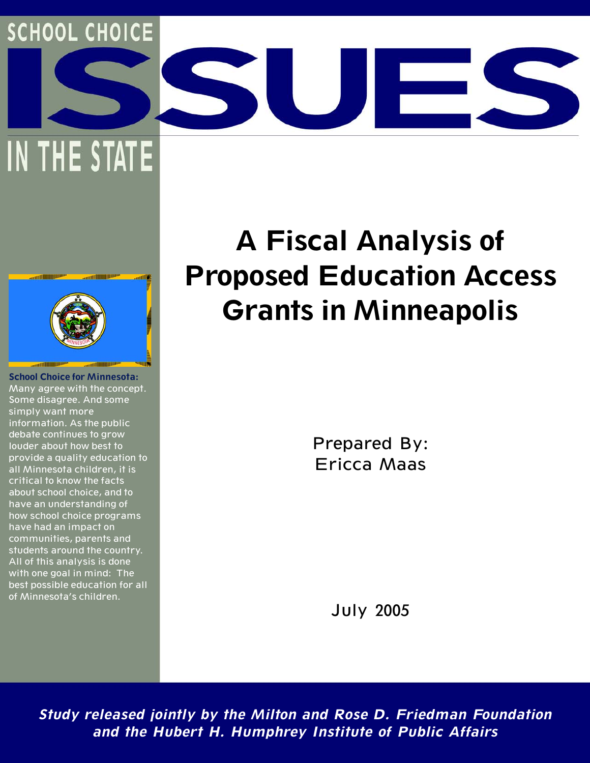SCHOOL CHOICE

# ISSUES

IN THE STATE

# A Fiscal Analysis of Proposed Education Access Grants in Minneapolis

**School Choice for Minnesota:** Many agree with the concept. Some disagree. And some simply want more information. As the public debate continues to grow louder about how best to provide a quality education to all Minnesota children, it is critical to know the facts about school choice, and to have an understanding of how school choice programs have had an impact on communities, parents and students around the country. All of this analysis is done with one goal in mind: The best possible education for all of Minnesota's children.

Prepared By:
Ericca Maas

July 2005

***Study released jointly by the Milton and Rose D. Friedman Foundation and the Hubert H. Humphrey Institute of Public Affairs***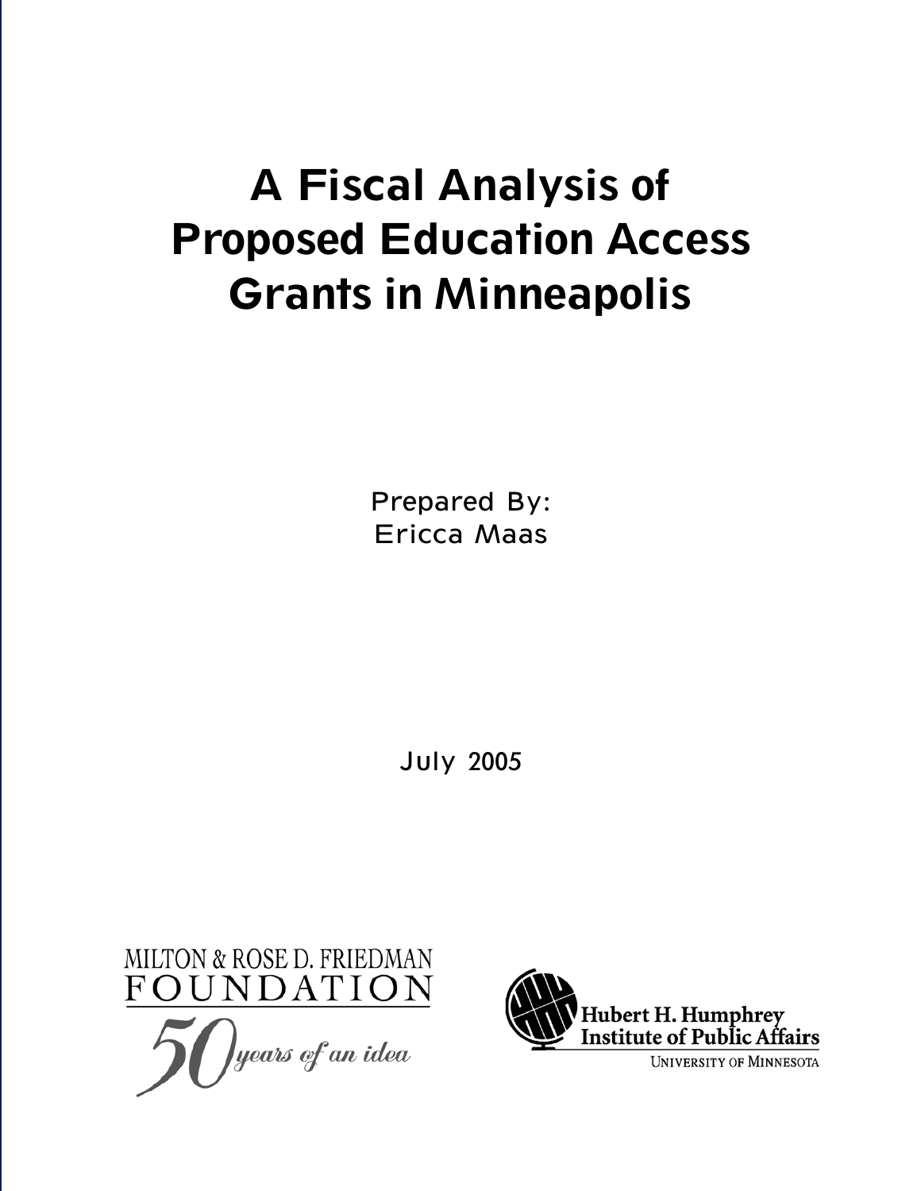# A Fiscal Analysis of Proposed Education Access Grants in Minneapolis

Prepared By:
Ericca Maas

July 2005

MILTON & ROSE D. FRIEDMAN
FOUNDATION
50 years of an idea

Hubert H. Humphrey
Institute of Public Affairs
UNIVERSITY OF MINNESOTA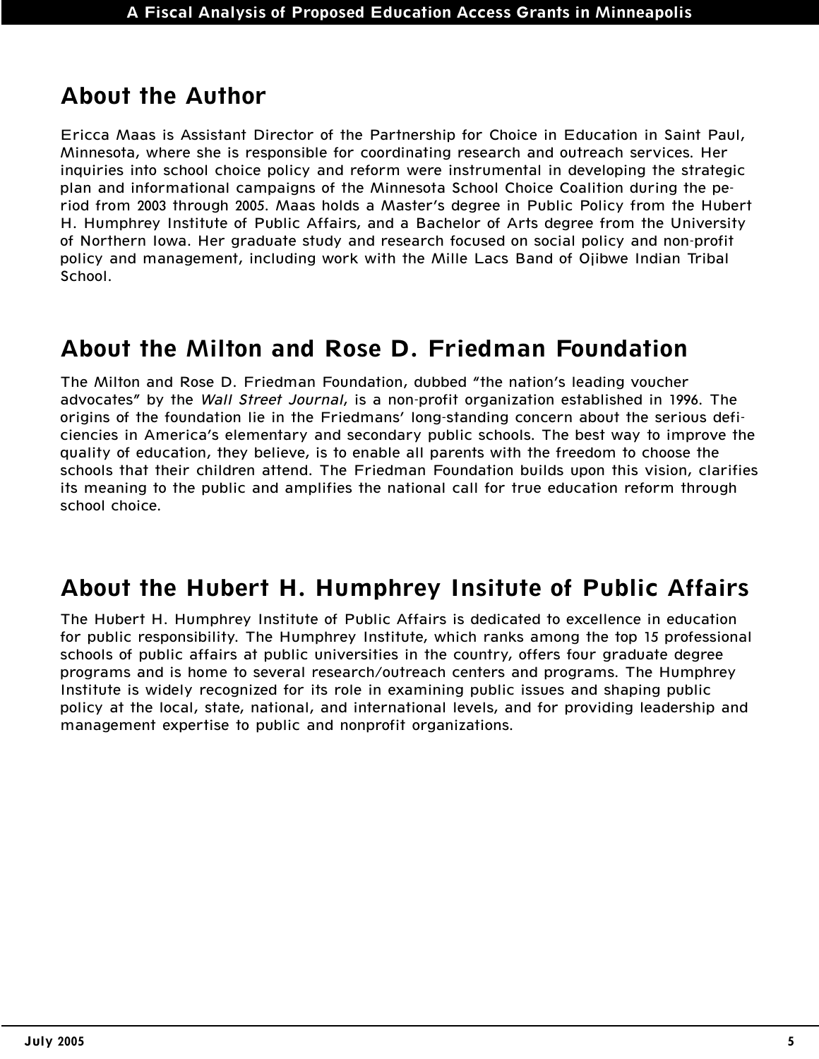## About the Author

Ericca Maas is Assistant Director of the Partnership for Choice in Education in Saint Paul, Minnesota, where she is responsible for coordinating research and outreach services. Her inquiries into school choice policy and reform were instrumental in developing the strategic plan and informational campaigns of the Minnesota School Choice Coalition during the period from 2003 through 2005. Maas holds a Master's degree in Public Policy from the Hubert H. Humphrey Institute of Public Affairs, and a Bachelor of Arts degree from the University of Northern Iowa. Her graduate study and research focused on social policy and non-profit policy and management, including work with the Mille Lacs Band of Ojibwe Indian Tribal School.

## About the Milton and Rose D. Friedman Foundation

The Milton and Rose D. Friedman Foundation, dubbed "the nation's leading voucher advocates" by the *Wall Street Journal*, is a non-profit organization established in 1996. The origins of the foundation lie in the Friedmans' long-standing concern about the serious deficiencies in America's elementary and secondary public schools. The best way to improve the quality of education, they believe, is to enable all parents with the freedom to choose the schools that their children attend. The Friedman Foundation builds upon this vision, clarifies its meaning to the public and amplifies the national call for true education reform through school choice.

## About the Hubert H. Humphrey Insitute of Public Affairs

The Hubert H. Humphrey Institute of Public Affairs is dedicated to excellence in education for public responsibility. The Humphrey Institute, which ranks among the top 15 professional schools of public affairs at public universities in the country, offers four graduate degree programs and is home to several research/outreach centers and programs. The Humphrey Institute is widely recognized for its role in examining public issues and shaping public policy at the local, state, national, and international levels, and for providing leadership and management expertise to public and nonprofit organizations.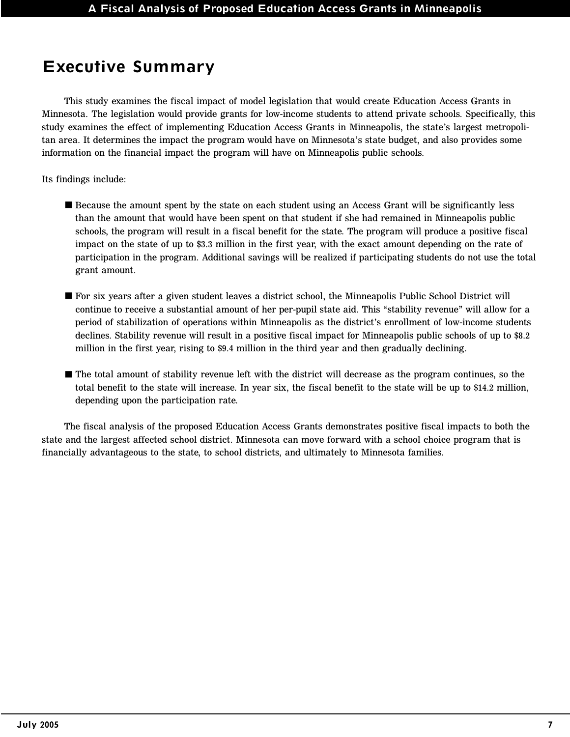# Executive Summary

This study examines the fiscal impact of model legislation that would create Education Access Grants in Minnesota. The legislation would provide grants for low-income students to attend private schools. Specifically, this study examines the effect of implementing Education Access Grants in Minneapolis, the state's largest metropolitan area. It determines the impact the program would have on Minnesota's state budget, and also provides some information on the financial impact the program will have on Minneapolis public schools.

Its findings include:

- Because the amount spent by the state on each student using an Access Grant will be significantly less than the amount that would have been spent on that student if she had remained in Minneapolis public schools, the program will result in a fiscal benefit for the state. The program will produce a positive fiscal impact on the state of up to $3.3 million in the first year, with the exact amount depending on the rate of participation in the program. Additional savings will be realized if participating students do not use the total grant amount.

- For six years after a given student leaves a district school, the Minneapolis Public School District will continue to receive a substantial amount of her per-pupil state aid. This "stability revenue" will allow for a period of stabilization of operations within Minneapolis as the district's enrollment of low-income students declines. Stability revenue will result in a positive fiscal impact for Minneapolis public schools of up to $8.2 million in the first year, rising to $9.4 million in the third year and then gradually declining.

- The total amount of stability revenue left with the district will decrease as the program continues, so the total benefit to the state will increase. In year six, the fiscal benefit to the state will be up to $14.2 million, depending upon the participation rate.

The fiscal analysis of the proposed Education Access Grants demonstrates positive fiscal impacts to both the state and the largest affected school district. Minnesota can move forward with a school choice program that is financially advantageous to the state, to school districts, and ultimately to Minnesota families.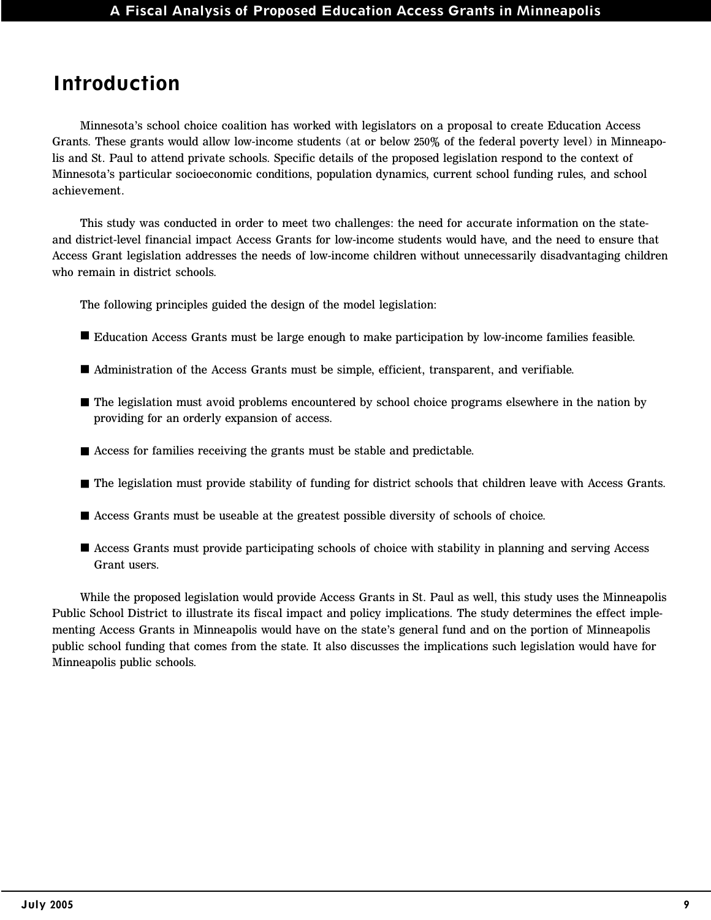# Introduction

Minnesota's school choice coalition has worked with legislators on a proposal to create Education Access Grants. These grants would allow low-income students (at or below 250% of the federal poverty level) in Minneapolis and St. Paul to attend private schools. Specific details of the proposed legislation respond to the context of Minnesota's particular socioeconomic conditions, population dynamics, current school funding rules, and school achievement.

This study was conducted in order to meet two challenges: the need for accurate information on the state- and district-level financial impact Access Grants for low-income students would have, and the need to ensure that Access Grant legislation addresses the needs of low-income children without unnecessarily disadvantaging children who remain in district schools.

The following principles guided the design of the model legislation:

- Education Access Grants must be large enough to make participation by low-income families feasible.
- Administration of the Access Grants must be simple, efficient, transparent, and verifiable.
- The legislation must avoid problems encountered by school choice programs elsewhere in the nation by providing for an orderly expansion of access.
- Access for families receiving the grants must be stable and predictable.
- The legislation must provide stability of funding for district schools that children leave with Access Grants.
- Access Grants must be useable at the greatest possible diversity of schools of choice.
- Access Grants must provide participating schools of choice with stability in planning and serving Access Grant users.

While the proposed legislation would provide Access Grants in St. Paul as well, this study uses the Minneapolis Public School District to illustrate its fiscal impact and policy implications. The study determines the effect implementing Access Grants in Minneapolis would have on the state's general fund and on the portion of Minneapolis public school funding that comes from the state. It also discusses the implications such legislation would have for Minneapolis public schools.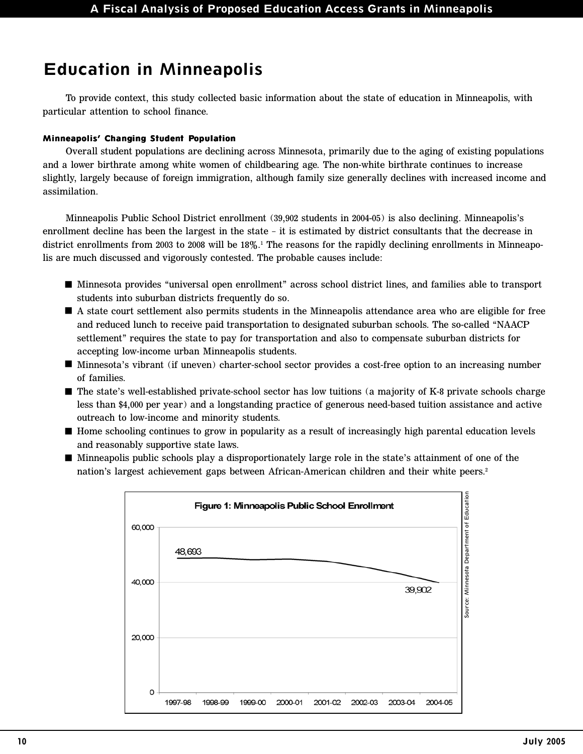# Education in Minneapolis

To provide context, this study collected basic information about the state of education in Minneapolis, with particular attention to school finance.

### Minneapolis' Changing Student Population

Overall student populations are declining across Minnesota, primarily due to the aging of existing populations and a lower birthrate among white women of childbearing age. The non-white birthrate continues to increase slightly, largely because of foreign immigration, although family size generally declines with increased income and assimilation.

Minneapolis Public School District enrollment (39,902 students in 2004-05) is also declining. Minneapolis's enrollment decline has been the largest in the state – it is estimated by district consultants that the decrease in district enrollments from 2003 to 2008 will be 18%.[1] The reasons for the rapidly declining enrollments in Minneapolis are much discussed and vigorously contested. The probable causes include:

- Minnesota provides "universal open enrollment" across school district lines, and families able to transport students into suburban districts frequently do so.
- A state court settlement also permits students in the Minneapolis attendance area who are eligible for free and reduced lunch to receive paid transportation to designated suburban schools. The so-called "NAACP settlement" requires the state to pay for transportation and also to compensate suburban districts for accepting low-income urban Minneapolis students.
- Minnesota's vibrant (if uneven) charter-school sector provides a cost-free option to an increasing number of families.
- The state's well-established private-school sector has low tuitions (a majority of K-8 private schools charge less than $4,000 per year) and a longstanding practice of generous need-based tuition assistance and active outreach to low-income and minority students.
- Home schooling continues to grow in popularity as a result of increasingly high parental education levels and reasonably supportive state laws.
- Minneapolis public schools play a disproportionately large role in the state's attainment of one of the nation's largest achievement gaps between African-American children and their white peers.[2]

**Figure 1: Minneapolis Public School Enrollment**

| Year | Enrollment |
|---|---|
| 1997-98 | 48,693 |
| 2004-05 | 39,902 |

Source: Minnesota Department of Education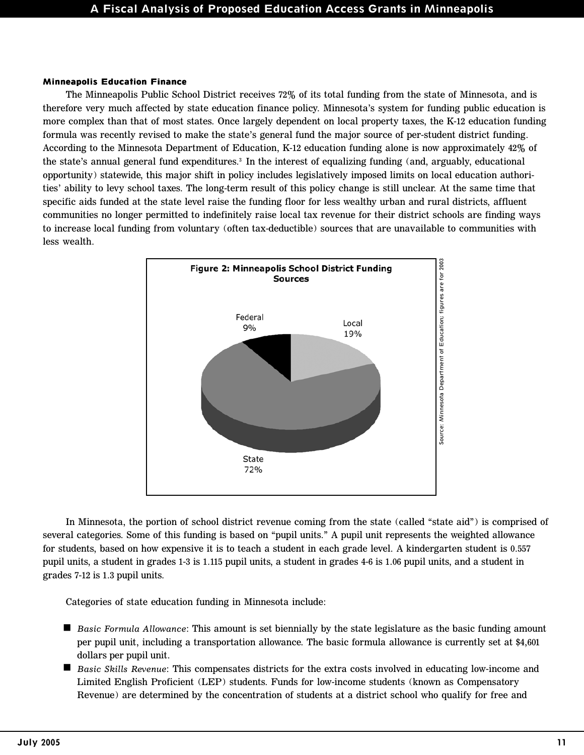### Minneapolis Education Finance

The Minneapolis Public School District receives 72% of its total funding from the state of Minnesota, and is therefore very much affected by state education finance policy. Minnesota's system for funding public education is more complex than that of most states. Once largely dependent on local property taxes, the K-12 education funding formula was recently revised to make the state's general fund the major source of per-student district funding. According to the Minnesota Department of Education, K-12 education funding alone is now approximately 42% of the state's annual general fund expenditures.[3] In the interest of equalizing funding (and, arguably, educational opportunity) statewide, this major shift in policy includes legislatively imposed limits on local education authorities' ability to levy school taxes. The long-term result of this policy change is still unclear. At the same time that specific aids funded at the state level raise the funding floor for less wealthy urban and rural districts, affluent communities no longer permitted to indefinitely raise local tax revenue for their district schools are finding ways to increase local funding from voluntary (often tax-deductible) sources that are unavailable to communities with less wealth.

**Figure 2: Minneapolis School District Funding Sources**

| Source | Share |
|---|---|
| State | 72% |
| Local | 19% |
| Federal | 9% |

Source: Minnesota Department of Education; figures are for 2003

In Minnesota, the portion of school district revenue coming from the state (called "state aid") is comprised of several categories. Some of this funding is based on "pupil units." A pupil unit represents the weighted allowance for students, based on how expensive it is to teach a student in each grade level. A kindergarten student is 0.557 pupil units, a student in grades 1-3 is 1.115 pupil units, a student in grades 4-6 is 1.06 pupil units, and a student in grades 7-12 is 1.3 pupil units.

Categories of state education funding in Minnesota include:

- *Basic Formula Allowance*: This amount is set biennially by the state legislature as the basic funding amount per pupil unit, including a transportation allowance. The basic formula allowance is currently set at $4,601 dollars per pupil unit.
- *Basic Skills Revenue*: This compensates districts for the extra costs involved in educating low-income and Limited English Proficient (LEP) students. Funds for low-income students (known as Compensatory Revenue) are determined by the concentration of students at a district school who qualify for free and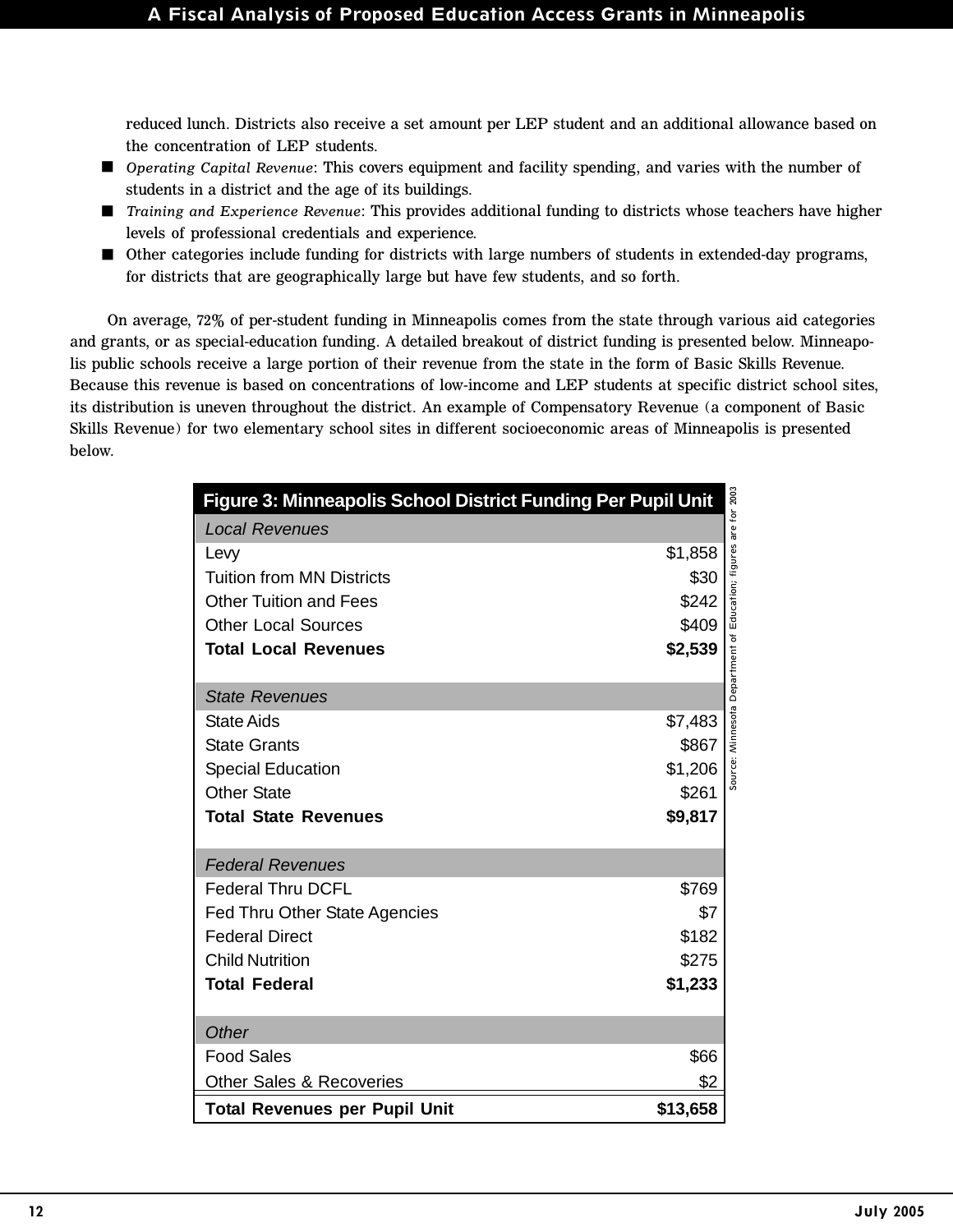reduced lunch. Districts also receive a set amount per LEP student and an additional allowance based on the concentration of LEP students.

- *Operating Capital Revenue*: This covers equipment and facility spending, and varies with the number of students in a district and the age of its buildings.
- *Training and Experience Revenue*: This provides additional funding to districts whose teachers have higher levels of professional credentials and experience.
- Other categories include funding for districts with large numbers of students in extended-day programs, for districts that are geographically large but have few students, and so forth.

On average, 72% of per-student funding in Minneapolis comes from the state through various aid categories and grants, or as special-education funding. A detailed breakout of district funding is presented below. Minneapolis public schools receive a large portion of their revenue from the state in the form of Basic Skills Revenue. Because this revenue is based on concentrations of low-income and LEP students at specific district school sites, its distribution is uneven throughout the district. An example of Compensatory Revenue (a component of Basic Skills Revenue) for two elementary school sites in different socioeconomic areas of Minneapolis is presented below.

**Figure 3: Minneapolis School District Funding Per Pupil Unit**

| Category | Amount |
|---|---|
| *Local Revenues* | |
| Levy | $1,858 |
| Tuition from MN Districts | $30 |
| Other Tuition and Fees | $242 |
| Other Local Sources | $409 |
| **Total Local Revenues** | **$2,539** |
| *State Revenues* | |
| State Aids | $7,483 |
| State Grants | $867 |
| Special Education | $1,206 |
| Other State | $261 |
| **Total State Revenues** | **$9,817** |
| *Federal Revenues* | |
| Federal Thru DCFL | $769 |
| Fed Thru Other State Agencies | $7 |
| Federal Direct | $182 |
| Child Nutrition | $275 |
| **Total Federal** | **$1,233** |
| *Other* | |
| Food Sales | $66 |
| Other Sales & Recoveries | $2 |
| **Total Revenues per Pupil Unit** | **$13,658** |

Source: Minnesota Department of Education; figures are for 2003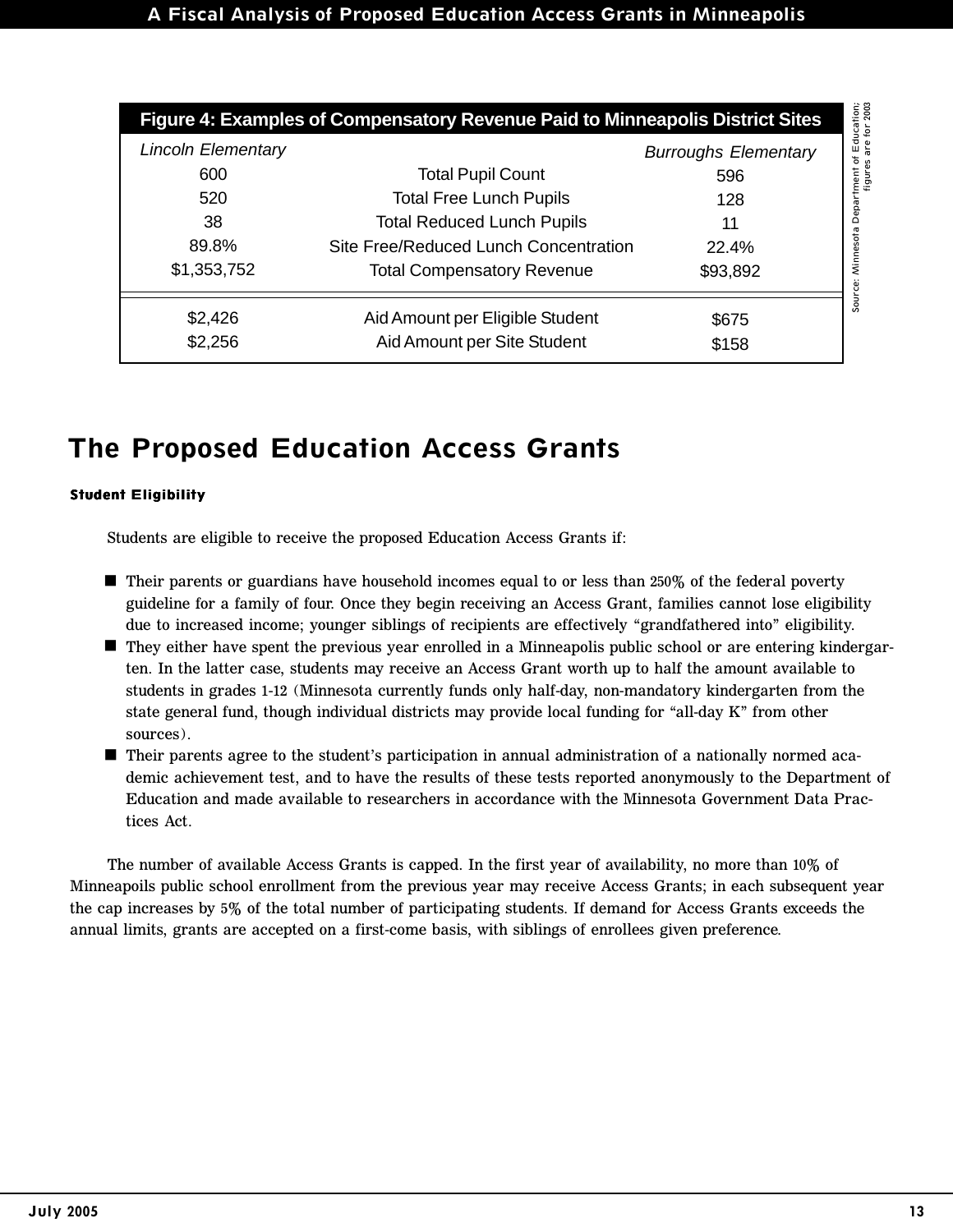**Figure 4: Examples of Compensatory Revenue Paid to Minneapolis District Sites**

| Lincoln Elementary | | Burroughs Elementary |
|---|---|---|
| 600 | Total Pupil Count | 596 |
| 520 | Total Free Lunch Pupils | 128 |
| 38 | Total Reduced Lunch Pupils | 11 |
| 89.8% | Site Free/Reduced Lunch Concentration | 22.4% |
| $1,353,752 | Total Compensatory Revenue | $93,892 |
| $2,426 | Aid Amount per Eligible Student | $675 |
| $2,256 | Aid Amount per Site Student | $158 |

Source: Minnesota Department of Education; figures are for 2003

## The Proposed Education Access Grants

#### Student Eligibility

Students are eligible to receive the proposed Education Access Grants if:

- Their parents or guardians have household incomes equal to or less than 250% of the federal poverty guideline for a family of four. Once they begin receiving an Access Grant, families cannot lose eligibility due to increased income; younger siblings of recipients are effectively "grandfathered into" eligibility.
- They either have spent the previous year enrolled in a Minneapolis public school or are entering kindergarten. In the latter case, students may receive an Access Grant worth up to half the amount available to students in grades 1-12 (Minnesota currently funds only half-day, non-mandatory kindergarten from the state general fund, though individual districts may provide local funding for "all-day K" from other sources).
- Their parents agree to the student's participation in annual administration of a nationally normed academic achievement test, and to have the results of these tests reported anonymously to the Department of Education and made available to researchers in accordance with the Minnesota Government Data Practices Act.

The number of available Access Grants is capped. In the first year of availability, no more than 10% of Minneapoils public school enrollment from the previous year may receive Access Grants; in each subsequent year the cap increases by 5% of the total number of participating students. If demand for Access Grants exceeds the annual limits, grants are accepted on a first-come basis, with siblings of enrollees given preference.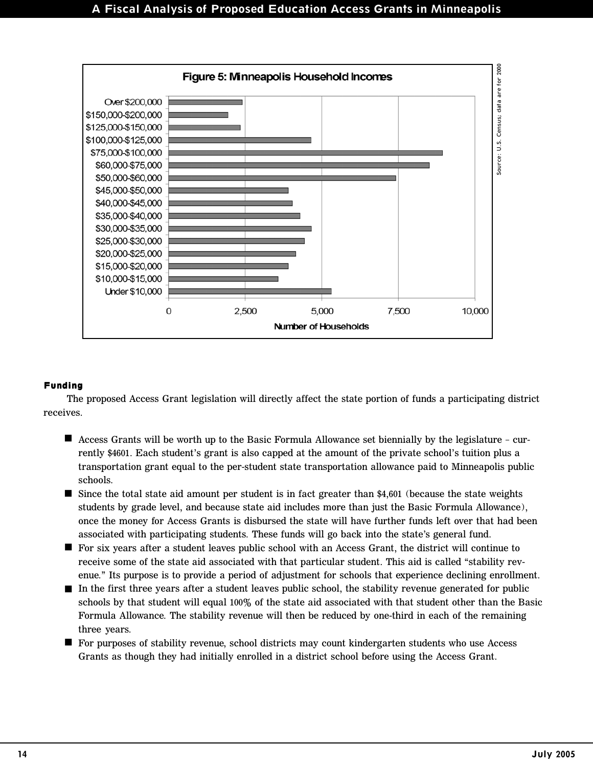Figure 5: Minneapolis Household Incomes

Source: U.S. Census; data are for 2000

**Funding**

The proposed Access Grant legislation will directly affect the state portion of funds a participating district receives.

- Access Grants will be worth up to the Basic Formula Allowance set biennially by the legislature – currently $4601. Each student's grant is also capped at the amount of the private school's tuition plus a transportation grant equal to the per-student state transportation allowance paid to Minneapolis public schools.
- Since the total state aid amount per student is in fact greater than $4,601 (because the state weights students by grade level, and because state aid includes more than just the Basic Formula Allowance), once the money for Access Grants is disbursed the state will have further funds left over that had been associated with participating students. These funds will go back into the state's general fund.
- For six years after a student leaves public school with an Access Grant, the district will continue to receive some of the state aid associated with that particular student. This aid is called "stability revenue." Its purpose is to provide a period of adjustment for schools that experience declining enrollment.
- In the first three years after a student leaves public school, the stability revenue generated for public schools by that student will equal 100% of the state aid associated with that student other than the Basic Formula Allowance. The stability revenue will then be reduced by one-third in each of the remaining three years.
- For purposes of stability revenue, school districts may count kindergarten students who use Access Grants as though they had initially enrolled in a district school before using the Access Grant.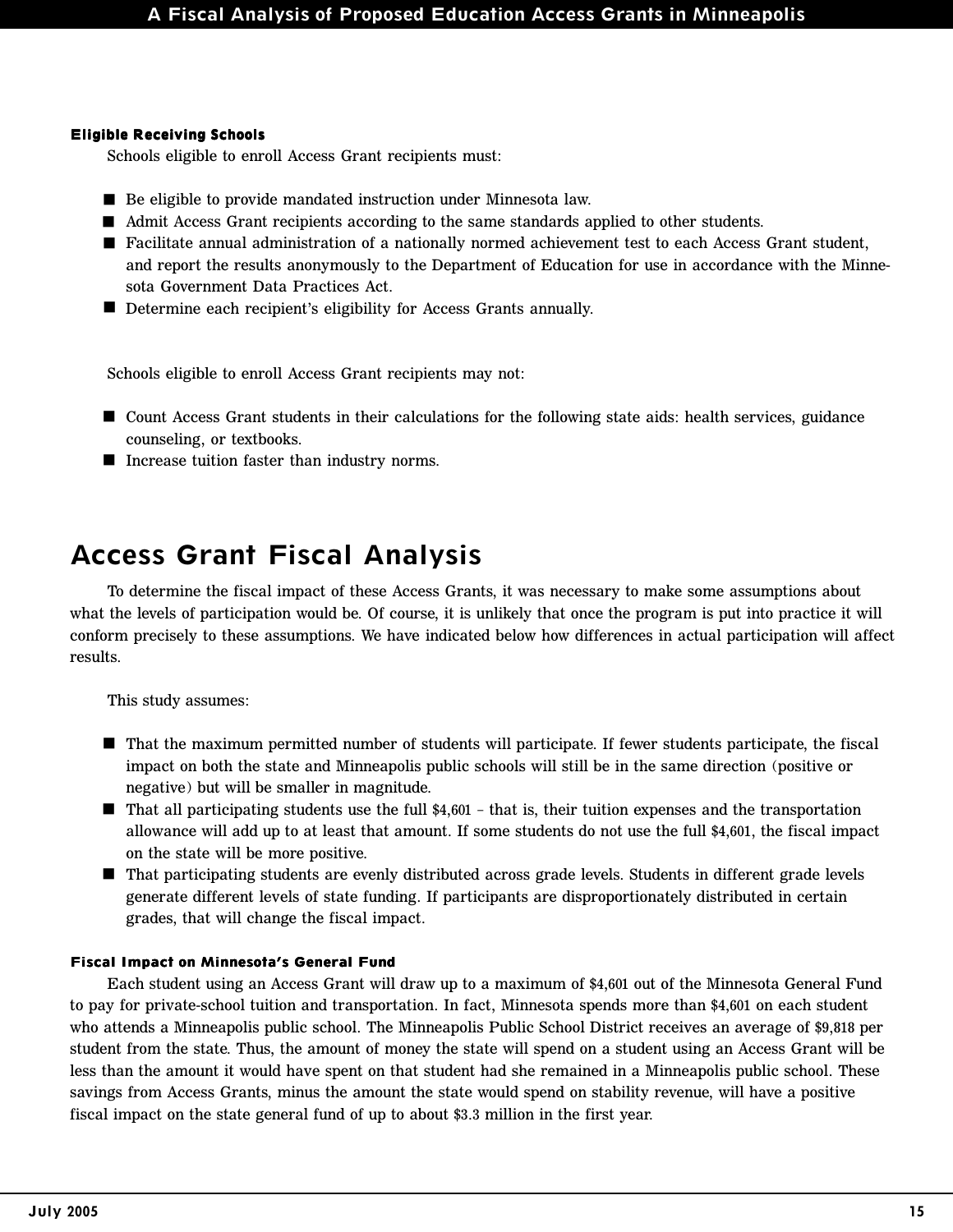#### Eligible Receiving Schools

Schools eligible to enroll Access Grant recipients must:

- Be eligible to provide mandated instruction under Minnesota law.
- Admit Access Grant recipients according to the same standards applied to other students.
- Facilitate annual administration of a nationally normed achievement test to each Access Grant student, and report the results anonymously to the Department of Education for use in accordance with the Minnesota Government Data Practices Act.
- Determine each recipient's eligibility for Access Grants annually.

Schools eligible to enroll Access Grant recipients may not:

- Count Access Grant students in their calculations for the following state aids: health services, guidance counseling, or textbooks.
- Increase tuition faster than industry norms.

## Access Grant Fiscal Analysis

To determine the fiscal impact of these Access Grants, it was necessary to make some assumptions about what the levels of participation would be. Of course, it is unlikely that once the program is put into practice it will conform precisely to these assumptions. We have indicated below how differences in actual participation will affect results.

This study assumes:

- That the maximum permitted number of students will participate. If fewer students participate, the fiscal impact on both the state and Minneapolis public schools will still be in the same direction (positive or negative) but will be smaller in magnitude.
- That all participating students use the full $4,601 – that is, their tuition expenses and the transportation allowance will add up to at least that amount. If some students do not use the full $4,601, the fiscal impact on the state will be more positive.
- That participating students are evenly distributed across grade levels. Students in different grade levels generate different levels of state funding. If participants are disproportionately distributed in certain grades, that will change the fiscal impact.

#### Fiscal Impact on Minnesota's General Fund

Each student using an Access Grant will draw up to a maximum of $4,601 out of the Minnesota General Fund to pay for private-school tuition and transportation. In fact, Minnesota spends more than $4,601 on each student who attends a Minneapolis public school. The Minneapolis Public School District receives an average of $9,818 per student from the state. Thus, the amount of money the state will spend on a student using an Access Grant will be less than the amount it would have spent on that student had she remained in a Minneapolis public school. These savings from Access Grants, minus the amount the state would spend on stability revenue, will have a positive fiscal impact on the state general fund of up to about $3.3 million in the first year.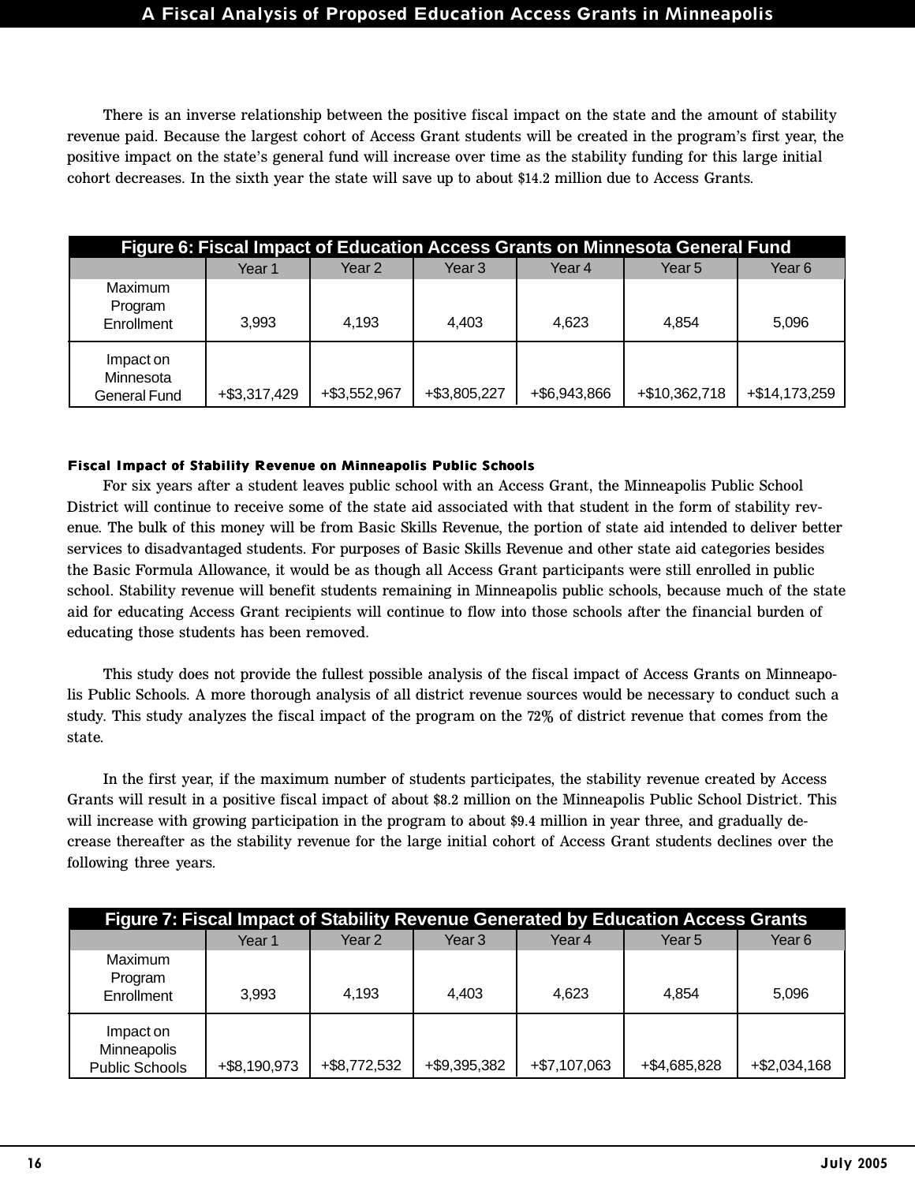There is an inverse relationship between the positive fiscal impact on the state and the amount of stability revenue paid. Because the largest cohort of Access Grant students will be created in the program's first year, the positive impact on the state's general fund will increase over time as the stability funding for this large initial cohort decreases. In the sixth year the state will save up to about $14.2 million due to Access Grants.

**Figure 6: Fiscal Impact of Education Access Grants on Minnesota General Fund**

| | Year 1 | Year 2 | Year 3 | Year 4 | Year 5 | Year 6 |
|---|---|---|---|---|---|---|
| Maximum Program Enrollment | 3,993 | 4,193 | 4,403 | 4,623 | 4,854 | 5,096 |
| Impact on Minnesota General Fund | +$3,317,429 | +$3,552,967 | +$3,805,227 | +$6,943,866 | +$10,362,718 | +$14,173,259 |

### Fiscal Impact of Stability Revenue on Minneapolis Public Schools

For six years after a student leaves public school with an Access Grant, the Minneapolis Public School District will continue to receive some of the state aid associated with that student in the form of stability revenue. The bulk of this money will be from Basic Skills Revenue, the portion of state aid intended to deliver better services to disadvantaged students. For purposes of Basic Skills Revenue and other state aid categories besides the Basic Formula Allowance, it would be as though all Access Grant participants were still enrolled in public school. Stability revenue will benefit students remaining in Minneapolis public schools, because much of the state aid for educating Access Grant recipients will continue to flow into those schools after the financial burden of educating those students has been removed.

This study does not provide the fullest possible analysis of the fiscal impact of Access Grants on Minneapolis Public Schools. A more thorough analysis of all district revenue sources would be necessary to conduct such a study. This study analyzes the fiscal impact of the program on the 72% of district revenue that comes from the state.

In the first year, if the maximum number of students participates, the stability revenue created by Access Grants will result in a positive fiscal impact of about $8.2 million on the Minneapolis Public School District. This will increase with growing participation in the program to about $9.4 million in year three, and gradually decrease thereafter as the stability revenue for the large initial cohort of Access Grant students declines over the following three years.

**Figure 7: Fiscal Impact of Stability Revenue Generated by Education Access Grants**

| | Year 1 | Year 2 | Year 3 | Year 4 | Year 5 | Year 6 |
|---|---|---|---|---|---|---|
| Maximum Program Enrollment | 3,993 | 4,193 | 4,403 | 4,623 | 4,854 | 5,096 |
| Impact on Minneapolis Public Schools | +$8,190,973 | +$8,772,532 | +$9,395,382 | +$7,107,063 | +$4,685,828 | +$2,034,168 |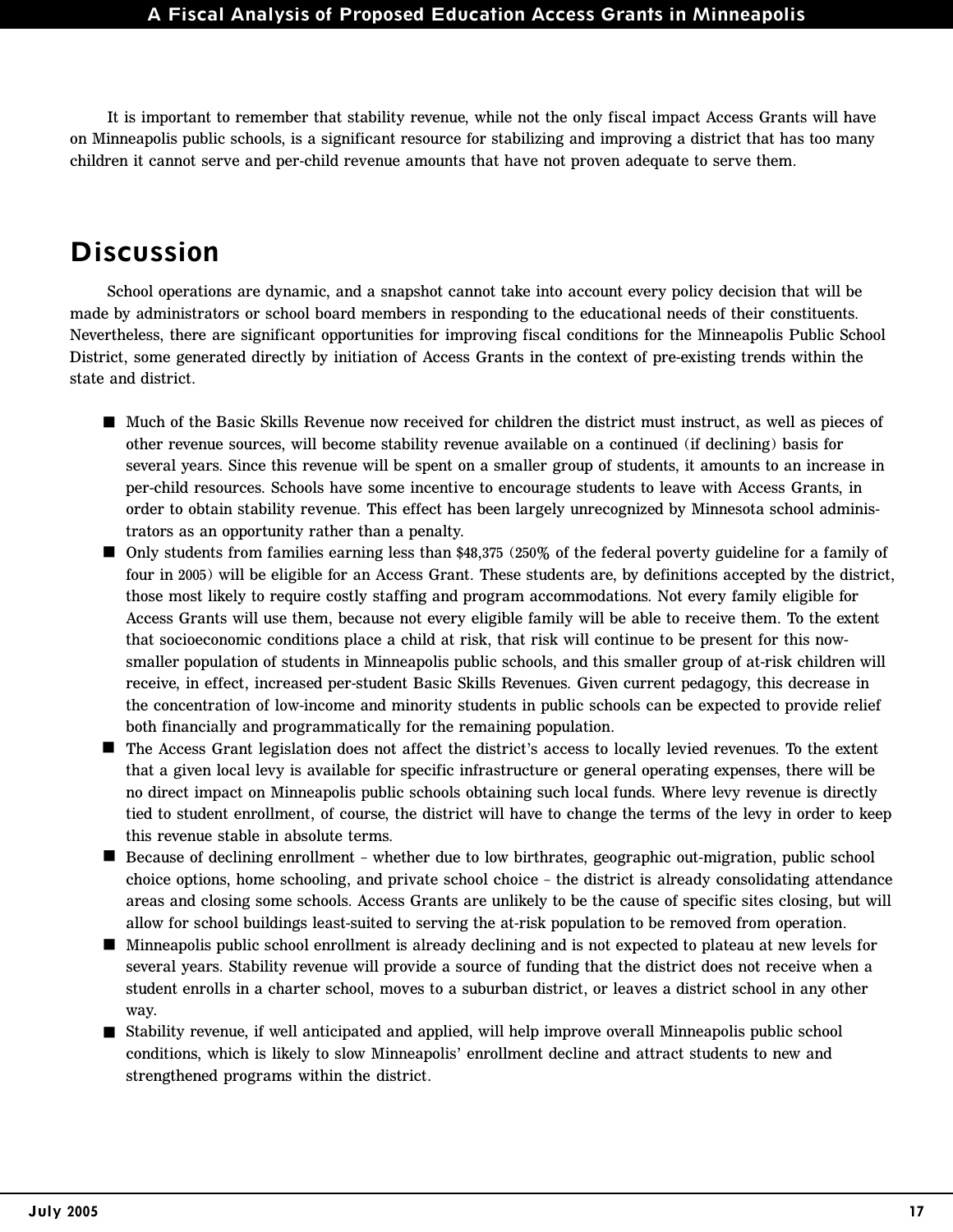It is important to remember that stability revenue, while not the only fiscal impact Access Grants will have on Minneapolis public schools, is a significant resource for stabilizing and improving a district that has too many children it cannot serve and per-child revenue amounts that have not proven adequate to serve them.

## Discussion

School operations are dynamic, and a snapshot cannot take into account every policy decision that will be made by administrators or school board members in responding to the educational needs of their constituents. Nevertheless, there are significant opportunities for improving fiscal conditions for the Minneapolis Public School District, some generated directly by initiation of Access Grants in the context of pre-existing trends within the state and district.

- Much of the Basic Skills Revenue now received for children the district must instruct, as well as pieces of other revenue sources, will become stability revenue available on a continued (if declining) basis for several years. Since this revenue will be spent on a smaller group of students, it amounts to an increase in per-child resources. Schools have some incentive to encourage students to leave with Access Grants, in order to obtain stability revenue. This effect has been largely unrecognized by Minnesota school administrators as an opportunity rather than a penalty.
- Only students from families earning less than $48,375 (250% of the federal poverty guideline for a family of four in 2005) will be eligible for an Access Grant. These students are, by definitions accepted by the district, those most likely to require costly staffing and program accommodations. Not every family eligible for Access Grants will use them, because not every eligible family will be able to receive them. To the extent that socioeconomic conditions place a child at risk, that risk will continue to be present for this now-smaller population of students in Minneapolis public schools, and this smaller group of at-risk children will receive, in effect, increased per-student Basic Skills Revenues. Given current pedagogy, this decrease in the concentration of low-income and minority students in public schools can be expected to provide relief both financially and programmatically for the remaining population.
- The Access Grant legislation does not affect the district's access to locally levied revenues. To the extent that a given local levy is available for specific infrastructure or general operating expenses, there will be no direct impact on Minneapolis public schools obtaining such local funds. Where levy revenue is directly tied to student enrollment, of course, the district will have to change the terms of the levy in order to keep this revenue stable in absolute terms.
- Because of declining enrollment – whether due to low birthrates, geographic out-migration, public school choice options, home schooling, and private school choice – the district is already consolidating attendance areas and closing some schools. Access Grants are unlikely to be the cause of specific sites closing, but will allow for school buildings least-suited to serving the at-risk population to be removed from operation.
- Minneapolis public school enrollment is already declining and is not expected to plateau at new levels for several years. Stability revenue will provide a source of funding that the district does not receive when a student enrolls in a charter school, moves to a suburban district, or leaves a district school in any other way.
- Stability revenue, if well anticipated and applied, will help improve overall Minneapolis public school conditions, which is likely to slow Minneapolis' enrollment decline and attract students to new and strengthened programs within the district.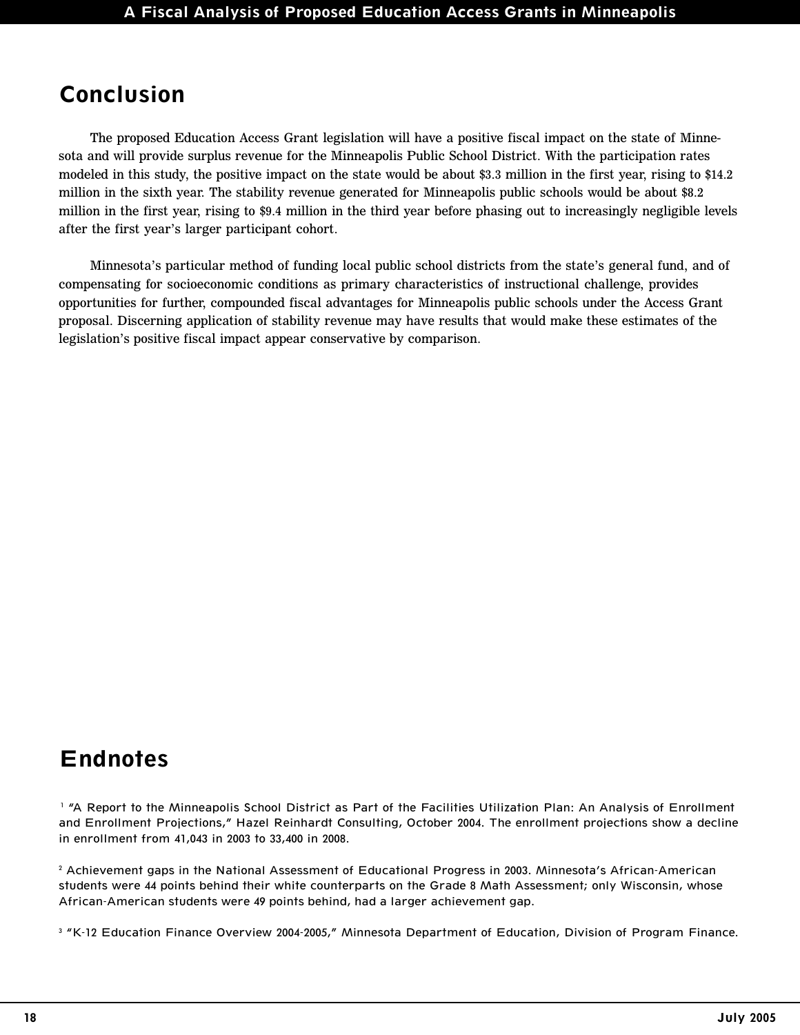## Conclusion

The proposed Education Access Grant legislation will have a positive fiscal impact on the state of Minnesota and will provide surplus revenue for the Minneapolis Public School District. With the participation rates modeled in this study, the positive impact on the state would be about $3.3 million in the first year, rising to $14.2 million in the sixth year. The stability revenue generated for Minneapolis public schools would be about $8.2 million in the first year, rising to $9.4 million in the third year before phasing out to increasingly negligible levels after the first year's larger participant cohort.

Minnesota's particular method of funding local public school districts from the state's general fund, and of compensating for socioeconomic conditions as primary characteristics of instructional challenge, provides opportunities for further, compounded fiscal advantages for Minneapolis public schools under the Access Grant proposal. Discerning application of stability revenue may have results that would make these estimates of the legislation's positive fiscal impact appear conservative by comparison.

## Endnotes

[1] "A Report to the Minneapolis School District as Part of the Facilities Utilization Plan: An Analysis of Enrollment and Enrollment Projections," Hazel Reinhardt Consulting, October 2004. The enrollment projections show a decline in enrollment from 41,043 in 2003 to 33,400 in 2008.

[2] Achievement gaps in the National Assessment of Educational Progress in 2003. Minnesota's African-American students were 44 points behind their white counterparts on the Grade 8 Math Assessment; only Wisconsin, whose African-American students were 49 points behind, had a larger achievement gap.

[3] "K-12 Education Finance Overview 2004-2005," Minnesota Department of Education, Division of Program Finance.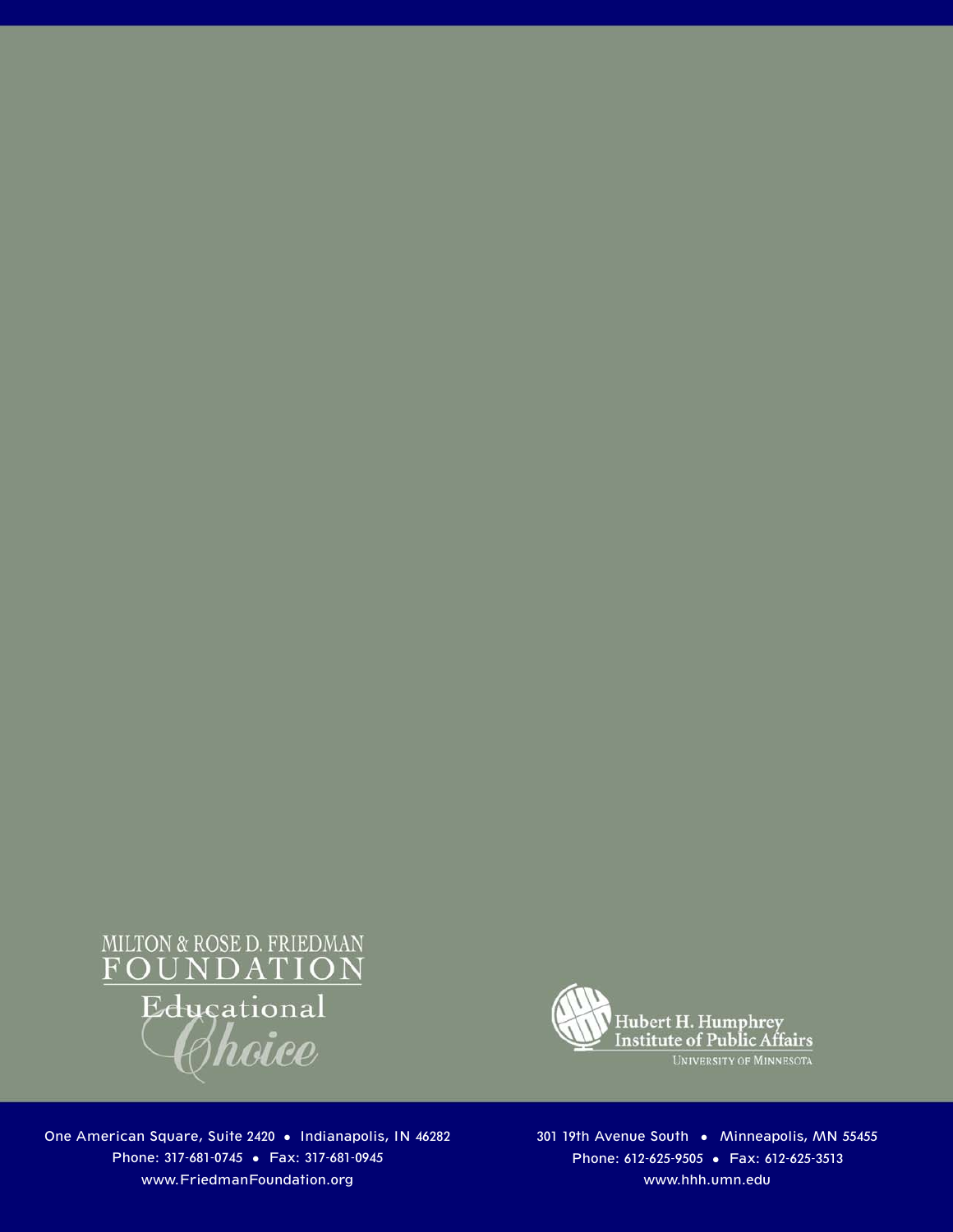MILTON & ROSE D. FRIEDMAN FOUNDATION

Educational Choice

Hubert H. Humphrey Institute of Public Affairs

University of Minnesota

One American Square, Suite 2420 • Indianapolis, IN 46282

Phone: 317-681-0745 • Fax: 317-681-0945

www.FriedmanFoundation.org

301 19th Avenue South • Minneapolis, MN 55455

Phone: 612-625-9505 • Fax: 612-625-3513

www.hhh.umn.edu